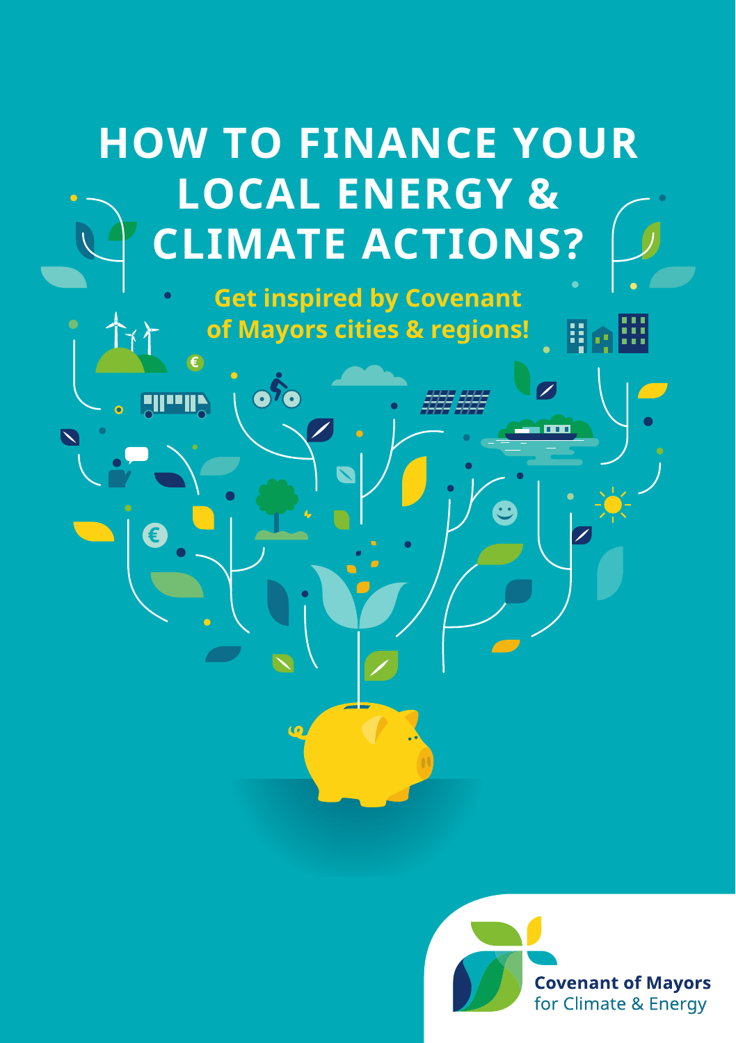# HOW TO FINANCE YOUR LOCAL ENERGY & CLIMATE ACTIONS?

**Get inspired by Covenant of Mayors cities & regions!**

Covenant of Mayors for Climate & Energy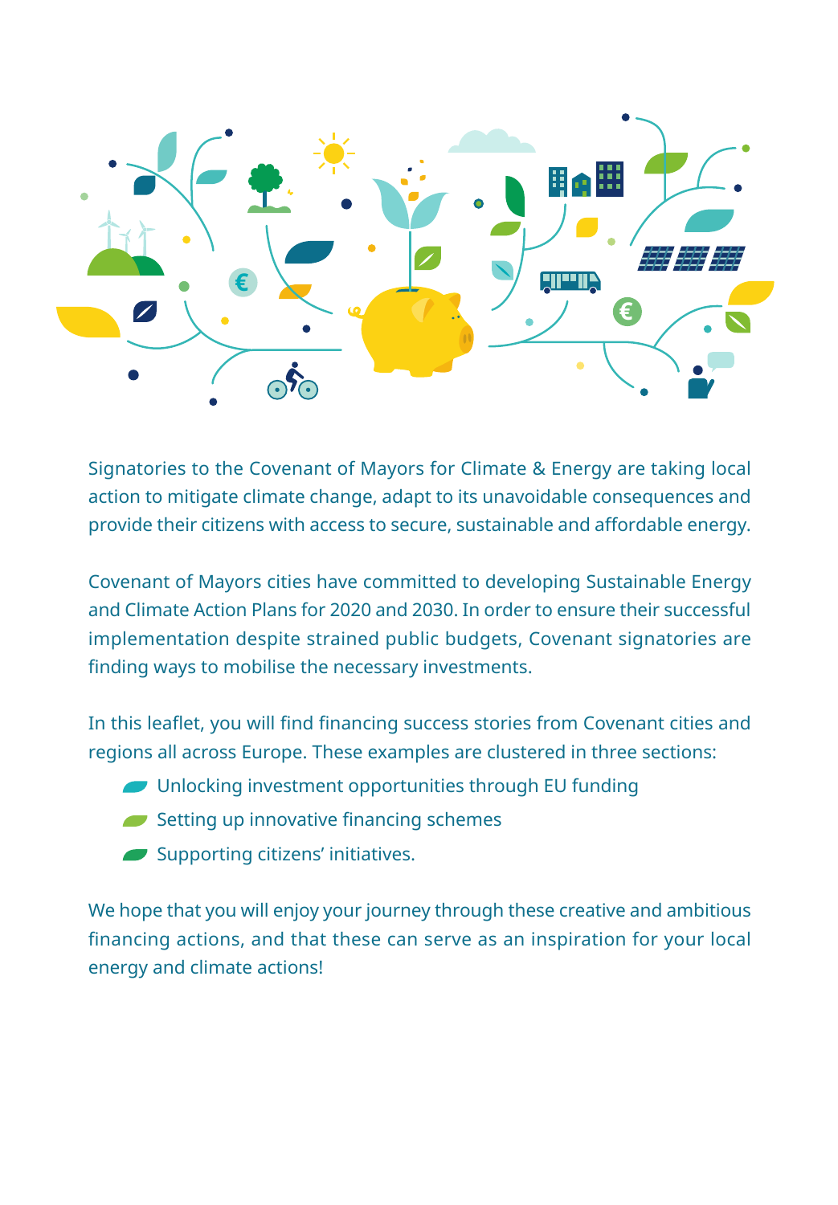Signatories to the Covenant of Mayors for Climate & Energy are taking local action to mitigate climate change, adapt to its unavoidable consequences and provide their citizens with access to secure, sustainable and affordable energy.

Covenant of Mayors cities have committed to developing Sustainable Energy and Climate Action Plans for 2020 and 2030. In order to ensure their successful implementation despite strained public budgets, Covenant signatories are finding ways to mobilise the necessary investments.

In this leaflet, you will find financing success stories from Covenant cities and regions all across Europe. These examples are clustered in three sections:

- Unlocking investment opportunities through EU funding
- Setting up innovative financing schemes
- Supporting citizens' initiatives.

We hope that you will enjoy your journey through these creative and ambitious financing actions, and that these can serve as an inspiration for your local energy and climate actions!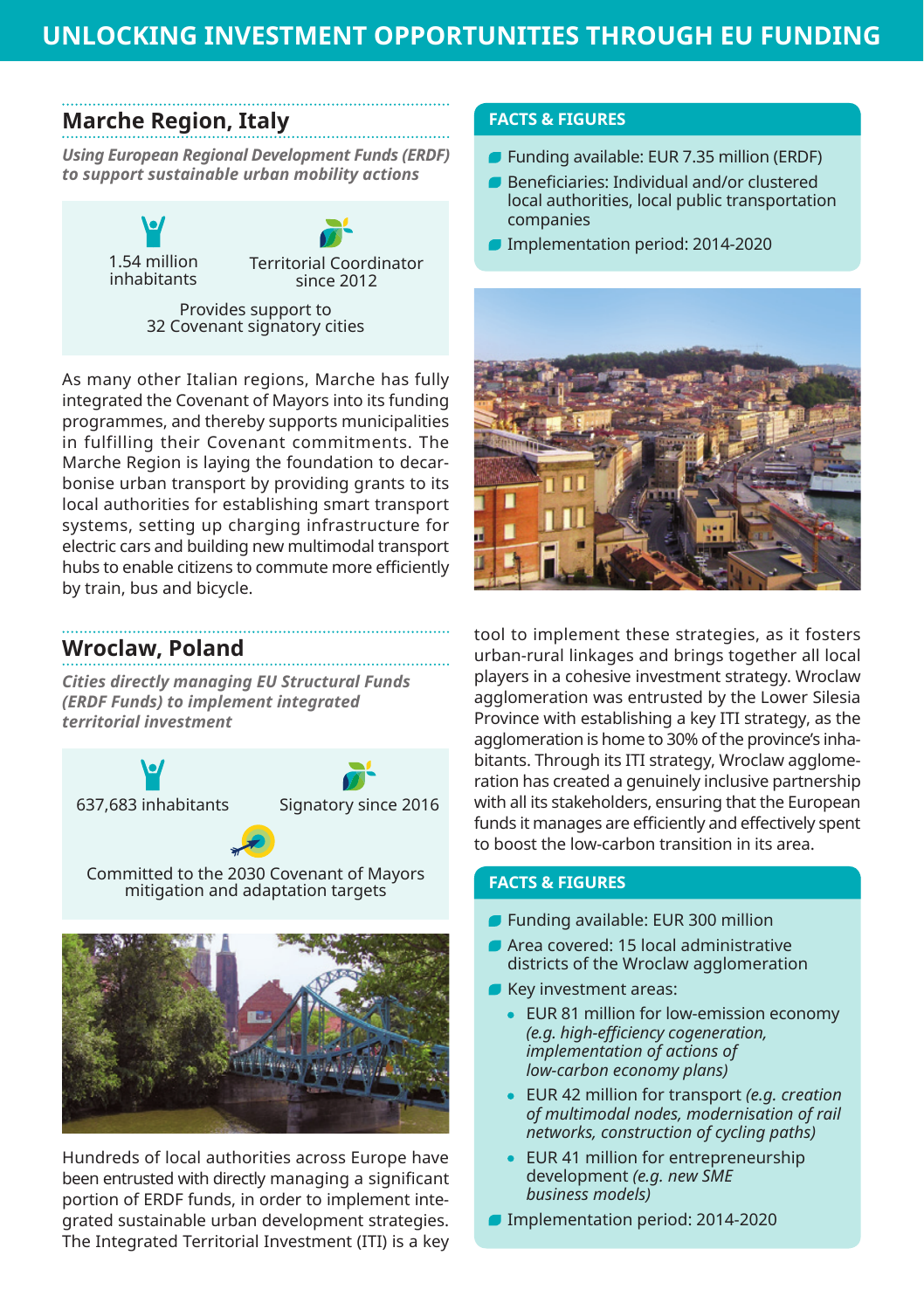# UNLOCKING INVESTMENT OPPORTUNITIES THROUGH EU FUNDING

## Marche Region, Italy

***Using European Regional Development Funds (ERDF) to support sustainable urban mobility actions***

1.54 million inhabitants

Territorial Coordinator since 2012

Provides support to 32 Covenant signatory cities

As many other Italian regions, Marche has fully integrated the Covenant of Mayors into its funding programmes, and thereby supports municipalities in fulfilling their Covenant commitments. The Marche Region is laying the foundation to decarbonise urban transport by providing grants to its local authorities for establishing smart transport systems, setting up charging infrastructure for electric cars and building new multimodal transport hubs to enable citizens to commute more efficiently by train, bus and bicycle.

**FACTS & FIGURES**

- Funding available: EUR 7.35 million (ERDF)
- Beneficiaries: Individual and/or clustered local authorities, local public transportation companies
- Implementation period: 2014-2020

## Wroclaw, Poland

***Cities directly managing EU Structural Funds (ERDF Funds) to implement integrated territorial investment***

637,683 inhabitants

Signatory since 2016

Committed to the 2030 Covenant of Mayors mitigation and adaptation targets

Hundreds of local authorities across Europe have been entrusted with directly managing a significant portion of ERDF funds, in order to implement integrated sustainable urban development strategies. The Integrated Territorial Investment (ITI) is a key tool to implement these strategies, as it fosters urban-rural linkages and brings together all local players in a cohesive investment strategy. Wroclaw agglomeration was entrusted by the Lower Silesia Province with establishing a key ITI strategy, as the agglomeration is home to 30% of the province's inhabitants. Through its ITI strategy, Wroclaw agglomeration has created a genuinely inclusive partnership with all its stakeholders, ensuring that the European funds it manages are efficiently and effectively spent to boost the low-carbon transition in its area.

**FACTS & FIGURES**

- Funding available: EUR 300 million
- Area covered: 15 local administrative districts of the Wroclaw agglomeration
- Key investment areas:
  - EUR 81 million for low-emission economy *(e.g. high-efficiency cogeneration, implementation of actions of low-carbon economy plans)*
  - EUR 42 million for transport *(e.g. creation of multimodal nodes, modernisation of rail networks, construction of cycling paths)*
  - EUR 41 million for entrepreneurship development *(e.g. new SME business models)*
- Implementation period: 2014-2020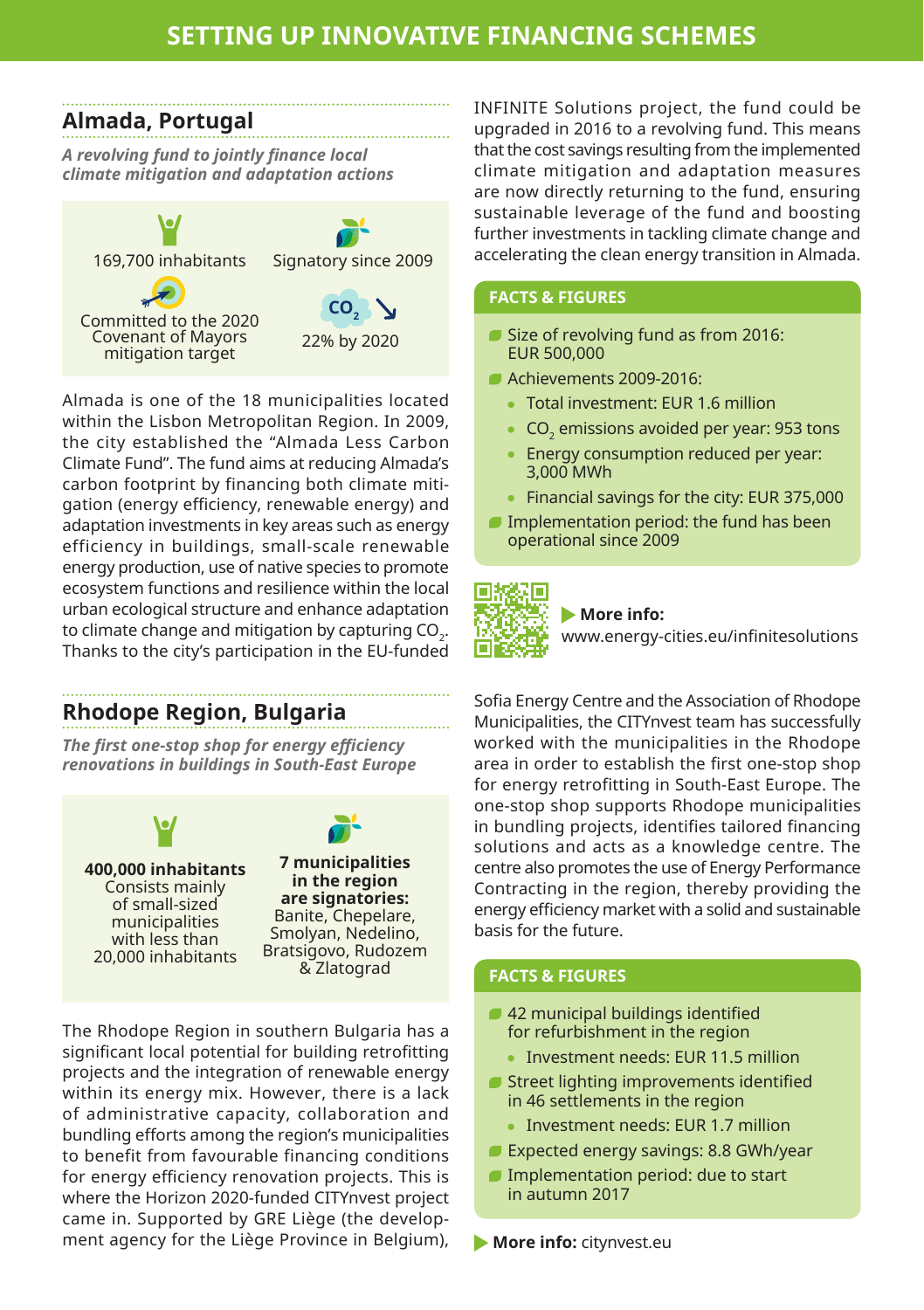# SETTING UP INNOVATIVE FINANCING SCHEMES

## Almada, Portugal

***A revolving fund to jointly finance local climate mitigation and adaptation actions***

169,700 inhabitants

Signatory since 2009

Committed to the 2020 Covenant of Mayors mitigation target

$CO_2$ ↘ 22% by 2020

Almada is one of the 18 municipalities located within the Lisbon Metropolitan Region. In 2009, the city established the "Almada Less Carbon Climate Fund". The fund aims at reducing Almada's carbon footprint by financing both climate mitigation (energy efficiency, renewable energy) and adaptation investments in key areas such as energy efficiency in buildings, small-scale renewable energy production, use of native species to promote ecosystem functions and resilience within the local urban ecological structure and enhance adaptation to climate change and mitigation by capturing $CO_2$. Thanks to the city's participation in the EU-funded INFINITE Solutions project, the fund could be upgraded in 2016 to a revolving fund. This means that the cost savings resulting from the implemented climate mitigation and adaptation measures are now directly returning to the fund, ensuring sustainable leverage of the fund and boosting further investments in tackling climate change and accelerating the clean energy transition in Almada.

### FACTS & FIGURES

- Size of revolving fund as from 2016: EUR 500,000
- Achievements 2009-2016:
  - Total investment: EUR 1.6 million
  - $CO_2$ emissions avoided per year: 953 tons
  - Energy consumption reduced per year: 3,000 MWh
  - Financial savings for the city: EUR 375,000
- Implementation period: the fund has been operational since 2009

**More info:** www.energy-cities.eu/infinitesolutions

## Rhodope Region, Bulgaria

***The first one-stop shop for energy efficiency renovations in buildings in South-East Europe***

**400,000 inhabitants** Consists mainly of small-sized municipalities with less than 20,000 inhabitants

**7 municipalities in the region are signatories:** Banite, Chepelare, Smolyan, Nedelino, Bratsigovo, Rudozem & Zlatograd

The Rhodope Region in southern Bulgaria has a significant local potential for building retrofitting projects and the integration of renewable energy within its energy mix. However, there is a lack of administrative capacity, collaboration and bundling efforts among the region's municipalities to benefit from favourable financing conditions for energy efficiency renovation projects. This is where the Horizon 2020-funded CITYnvest project came in. Supported by GRE Liège (the development agency for the Liège Province in Belgium), Sofia Energy Centre and the Association of Rhodope Municipalities, the CITYnvest team has successfully worked with the municipalities in the Rhodope area in order to establish the first one-stop shop for energy retrofitting in South-East Europe. The one-stop shop supports Rhodope municipalities in bundling projects, identifies tailored financing solutions and acts as a knowledge centre. The centre also promotes the use of Energy Performance Contracting in the region, thereby providing the energy efficiency market with a solid and sustainable basis for the future.

### FACTS & FIGURES

- 42 municipal buildings identified for refurbishment in the region
  - Investment needs: EUR 11.5 million
- Street lighting improvements identified in 46 settlements in the region
  - Investment needs: EUR 1.7 million
- Expected energy savings: 8.8 GWh/year
- Implementation period: due to start in autumn 2017

**More info:** citynvest.eu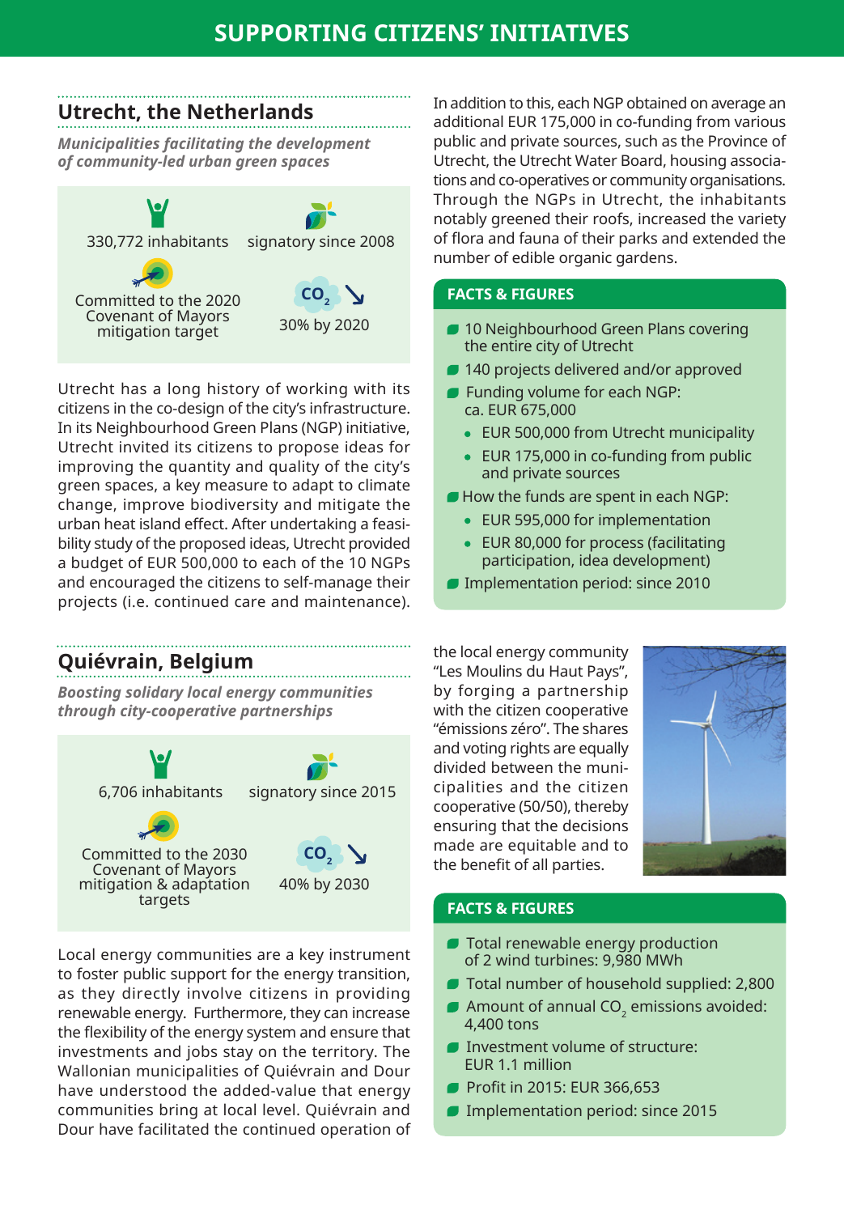# SUPPORTING CITIZENS' INITIATIVES

## Utrecht, the Netherlands

*Municipalities facilitating the development of community-led urban green spaces*

330,772 inhabitants

signatory since 2008

Committed to the 2020 Covenant of Mayors mitigation target

$CO_2$ 30% by 2020

Utrecht has a long history of working with its citizens in the co-design of the city's infrastructure. In its Neighbourhood Green Plans (NGP) initiative, Utrecht invited its citizens to propose ideas for improving the quantity and quality of the city's green spaces, a key measure to adapt to climate change, improve biodiversity and mitigate the urban heat island effect. After undertaking a feasibility study of the proposed ideas, Utrecht provided a budget of EUR 500,000 to each of the 10 NGPs and encouraged the citizens to self-manage their projects (i.e. continued care and maintenance).

In addition to this, each NGP obtained on average an additional EUR 175,000 in co-funding from various public and private sources, such as the Province of Utrecht, the Utrecht Water Board, housing associations and co-operatives or community organisations. Through the NGPs in Utrecht, the inhabitants notably greened their roofs, increased the variety of flora and fauna of their parks and extended the number of edible organic gardens.

### FACTS & FIGURES

- 10 Neighbourhood Green Plans covering the entire city of Utrecht
- 140 projects delivered and/or approved
- Funding volume for each NGP: ca. EUR 675,000
  - EUR 500,000 from Utrecht municipality
  - EUR 175,000 in co-funding from public and private sources
- How the funds are spent in each NGP:
  - EUR 595,000 for implementation
  - EUR 80,000 for process (facilitating participation, idea development)
- Implementation period: since 2010

## Quiévrain, Belgium

*Boosting solidary local energy communities through city-cooperative partnerships*

6,706 inhabitants

signatory since 2015

Committed to the 2030 Covenant of Mayors mitigation & adaptation targets

$CO_2$ 40% by 2030

Local energy communities are a key instrument to foster public support for the energy transition, as they directly involve citizens in providing renewable energy. Furthermore, they can increase the flexibility of the energy system and ensure that investments and jobs stay on the territory. The Wallonian municipalities of Quiévrain and Dour have understood the added-value that energy communities bring at local level. Quiévrain and Dour have facilitated the continued operation of the local energy community "Les Moulins du Haut Pays", by forging a partnership with the citizen cooperative "émissions zéro". The shares and voting rights are equally divided between the municipalities and the citizen cooperative (50/50), thereby ensuring that the decisions made are equitable and to the benefit of all parties.

### FACTS & FIGURES

- Total renewable energy production of 2 wind turbines: 9,980 MWh
- Total number of household supplied: 2,800
- Amount of annual $CO_2$ emissions avoided: 4,400 tons
- Investment volume of structure: EUR 1.1 million
- Profit in 2015: EUR 366,653
- Implementation period: since 2015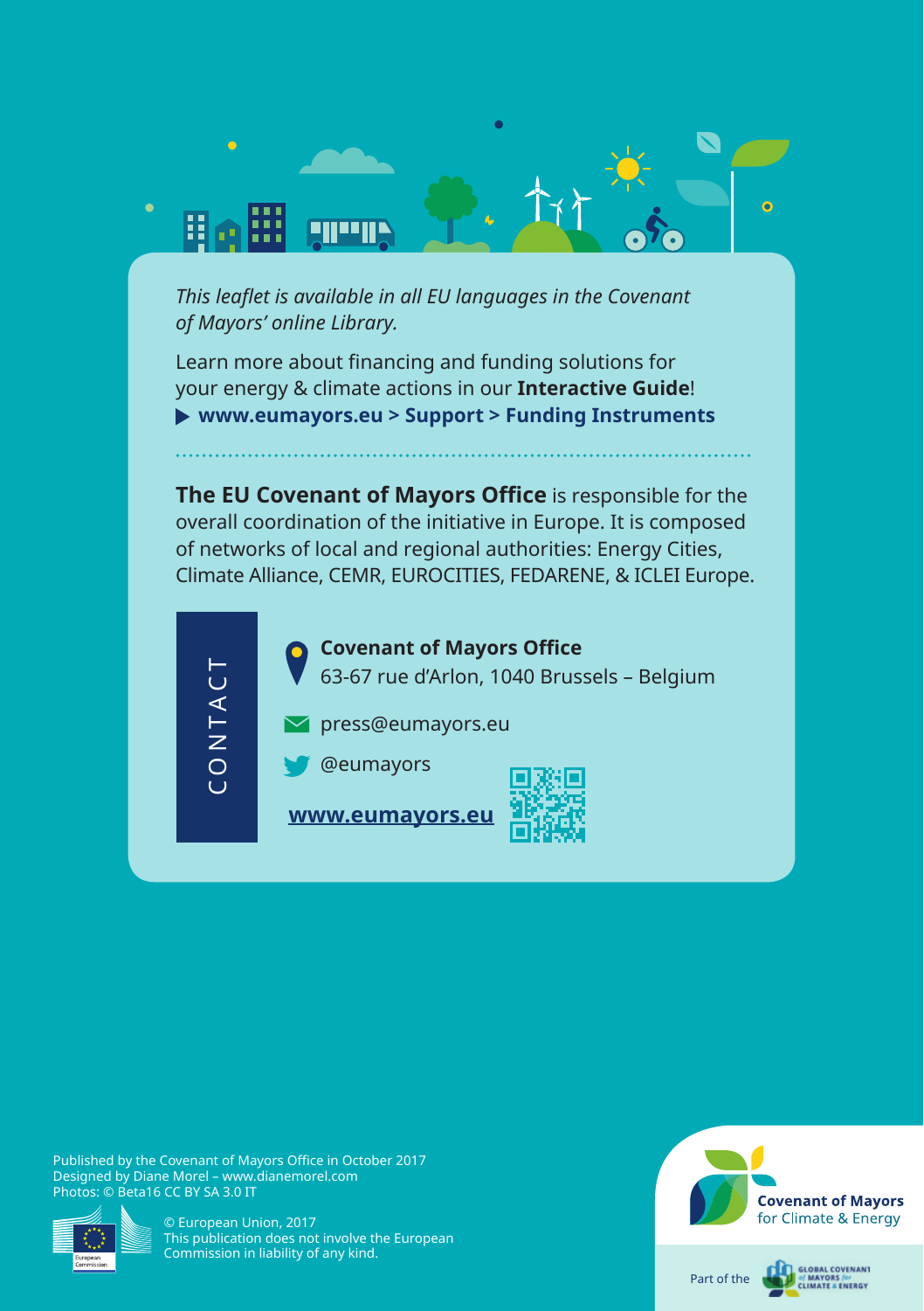*This leaflet is available in all EU languages in the Covenant of Mayors' online Library.*

Learn more about financing and funding solutions for your energy & climate actions in our **Interactive Guide**!

▶ **www.eumayors.eu > Support > Funding Instruments**

**The EU Covenant of Mayors Office** is responsible for the overall coordination of the initiative in Europe. It is composed of networks of local and regional authorities: Energy Cities, Climate Alliance, CEMR, EUROCITIES, FEDARENE, & ICLEI Europe.

CONTACT

**Covenant of Mayors Office**
63-67 rue d'Arlon, 1040 Brussels – Belgium

press@eumayors.eu

@eumayors

**www.eumayors.eu**

Published by the Covenant of Mayors Office in October 2017
Designed by Diane Morel – www.dianemorel.com
Photos: © Beta16 CC BY SA 3.0 IT

European Commission

© European Union, 2017
This publication does not involve the European Commission in liability of any kind.

Covenant of Mayors for Climate & Energy

Part of the Global Covenant of Mayors for Climate & Energy